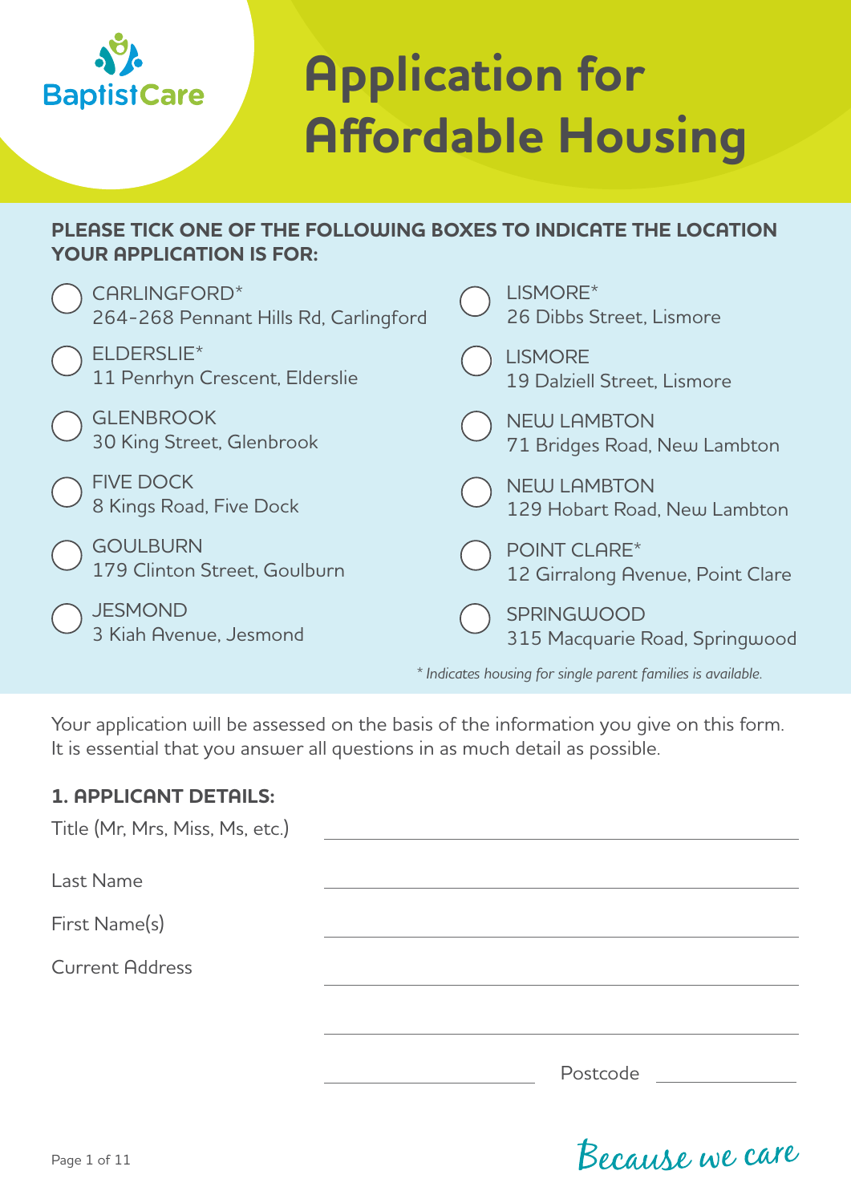BaptistCare

# Application for Affordable Housing

**PLEASE TICK ONE OF THE FOLLOWING BOXES TO INDICATE THE LOCATION YOUR APPLICATION IS FOR:**

- ○ CARLINGFORD* – 264-268 Pennant Hills Rd, Carlingford
- ○ ELDERSLIE* – 11 Penrhyn Crescent, Elderslie
- ○ GLENBROOK – 30 King Street, Glenbrook
- ○ FIVE DOCK – 8 Kings Road, Five Dock
- ○ GOULBURN – 179 Clinton Street, Goulburn
- ○ JESMOND – 3 Kiah Avenue, Jesmond
- ○ LISMORE* – 26 Dibbs Street, Lismore
- ○ LISMORE – 19 Dalziell Street, Lismore
- ○ NEW LAMBTON – 71 Bridges Road, New Lambton
- ○ NEW LAMBTON – 129 Hobart Road, New Lambton
- ○ POINT CLARE* – 12 Girralong Avenue, Point Clare
- ○ SPRINGWOOD – 315 Macquarie Road, Springwood

*\* Indicates housing for single parent families is available.*

Your application will be assessed on the basis of the information you give on this form. It is essential that you answer all questions in as much detail as possible.

**1. APPLICANT DETAILS:**

Title (Mr, Mrs, Miss, Ms, etc.) ______________________

Last Name ______________________

First Name(s) ______________________

Current Address ______________________

______________________

______________________ Postcode __________

*Because we care*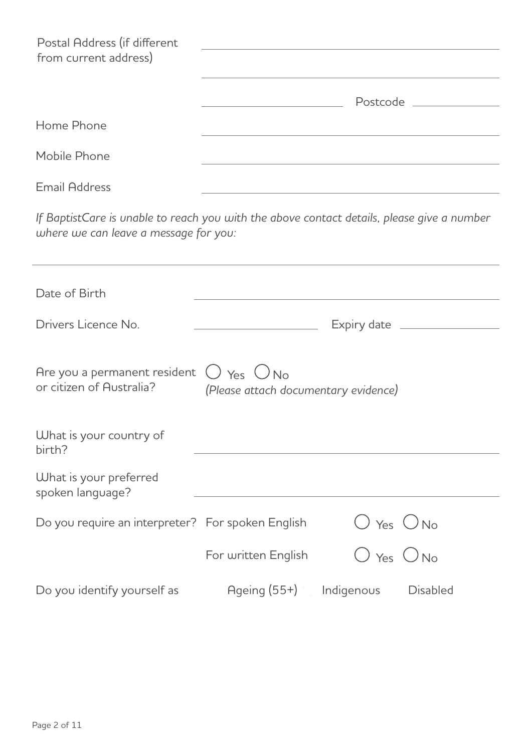Postal Address (if different from current address) ______________________________

______________________________

______________________ Postcode ______________

Home Phone ______________________________

Mobile Phone ______________________________

Email Address ______________________________

*If BaptistCare is unable to reach you with the above contact details, please give a number where we can leave a message for you:*

______________________________

Date of Birth ______________________________

Drivers Licence No. ______________________ Expiry date ______________

Are you a permanent resident or citizen of Australia? ◯ Yes ◯ No
*(Please attach documentary evidence)*

What is your country of birth? ______________________________

What is your preferred spoken language? ______________________________

Do you require an interpreter? For spoken English ◯ Yes ◯ No

For written English ◯ Yes ◯ No

Do you identify yourself as Ageing (55+) Indigenous Disabled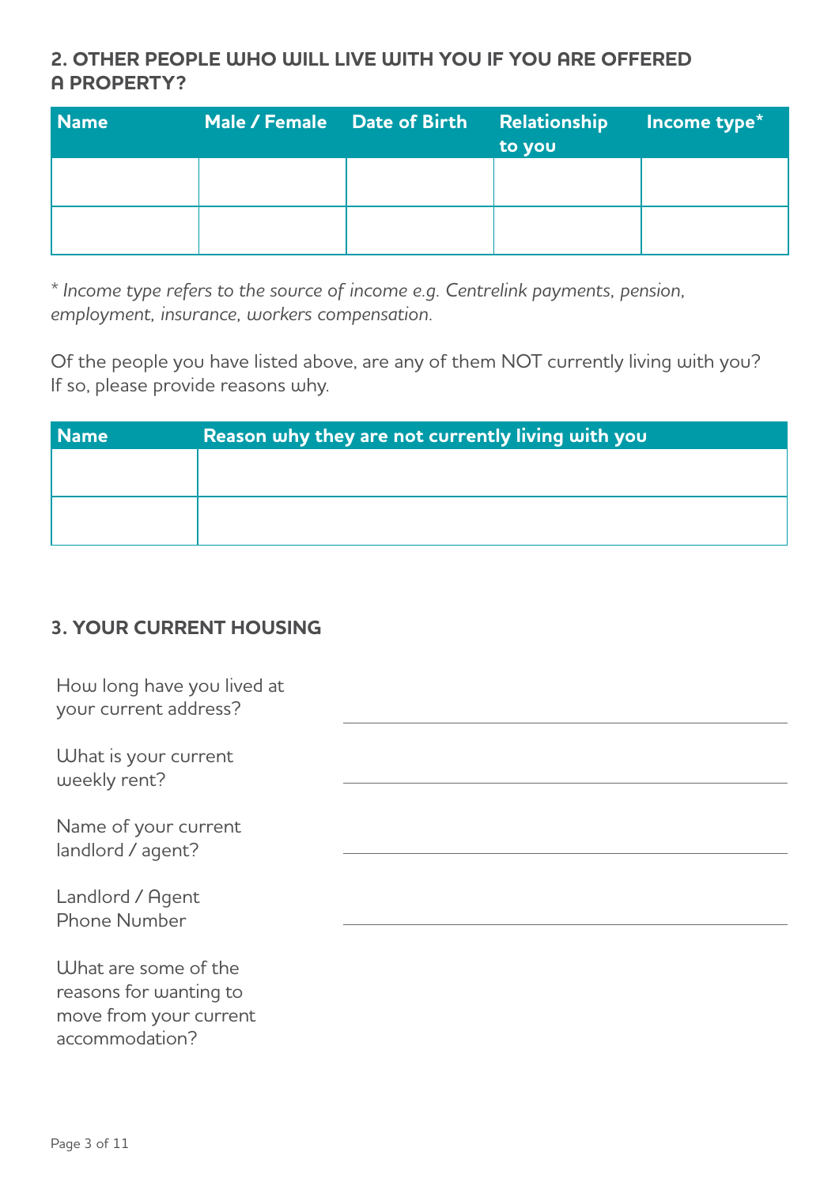## 2. OTHER PEOPLE WHO WILL LIVE WITH YOU IF YOU ARE OFFERED A PROPERTY?

| Name | Male / Female | Date of Birth | Relationship to you | Income type* |
|---|---|---|---|---|
| | | | | |
| | | | | |

*\* Income type refers to the source of income e.g. Centrelink payments, pension, employment, insurance, workers compensation.*

Of the people you have listed above, are any of them NOT currently living with you? If so, please provide reasons why.

| Name | Reason why they are not currently living with you |
|---|---|
| | |
| | |

## 3. YOUR CURRENT HOUSING

How long have you lived at your current address? \_\_\_\_\_\_\_\_\_\_\_\_\_\_\_\_\_\_\_\_

What is your current weekly rent? \_\_\_\_\_\_\_\_\_\_\_\_\_\_\_\_\_\_\_\_

Name of your current landlord / agent? \_\_\_\_\_\_\_\_\_\_\_\_\_\_\_\_\_\_\_\_

Landlord / Agent Phone Number \_\_\_\_\_\_\_\_\_\_\_\_\_\_\_\_\_\_\_\_

What are some of the reasons for wanting to move from your current accommodation?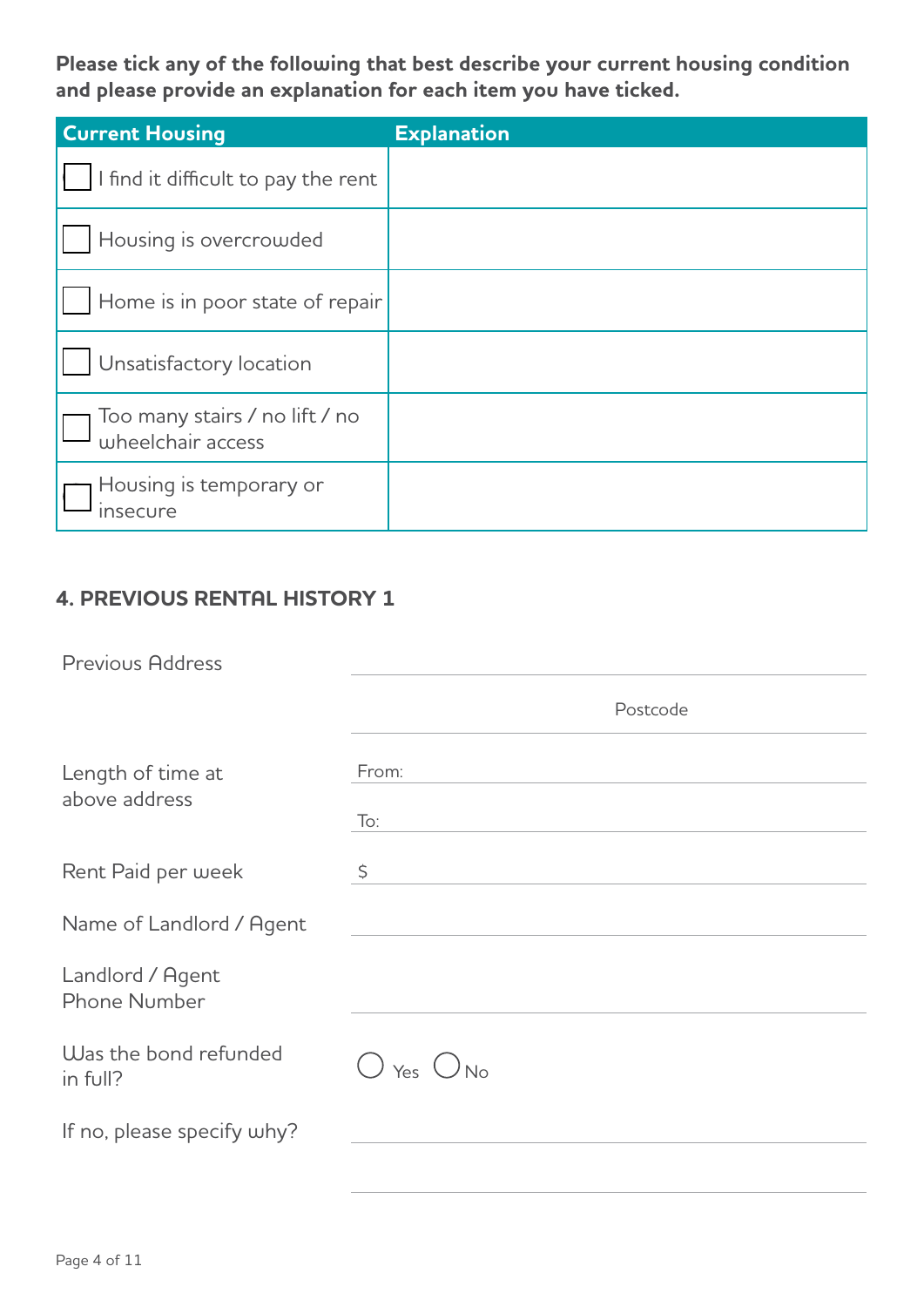**Please tick any of the following that best describe your current housing condition and please provide an explanation for each item you have ticked.**

| Current Housing | Explanation |
| --- | --- |
| ☐ I find it difficult to pay the rent | |
| ☐ Housing is overcrowded | |
| ☐ Home is in poor state of repair | |
| ☐ Unsatisfactory location | |
| ☐ Too many stairs / no lift / no wheelchair access | |
| ☐ Housing is temporary or insecure | |

## 4. PREVIOUS RENTAL HISTORY 1

Previous Address ____________________

Postcode ____________________

Length of time at above address
From: ____________________
To: ____________________

Rent Paid per week $ ____________________

Name of Landlord / Agent ____________________

Landlord / Agent Phone Number ____________________

Was the bond refunded in full? ◯ Yes ◯ No

If no, please specify why? ____________________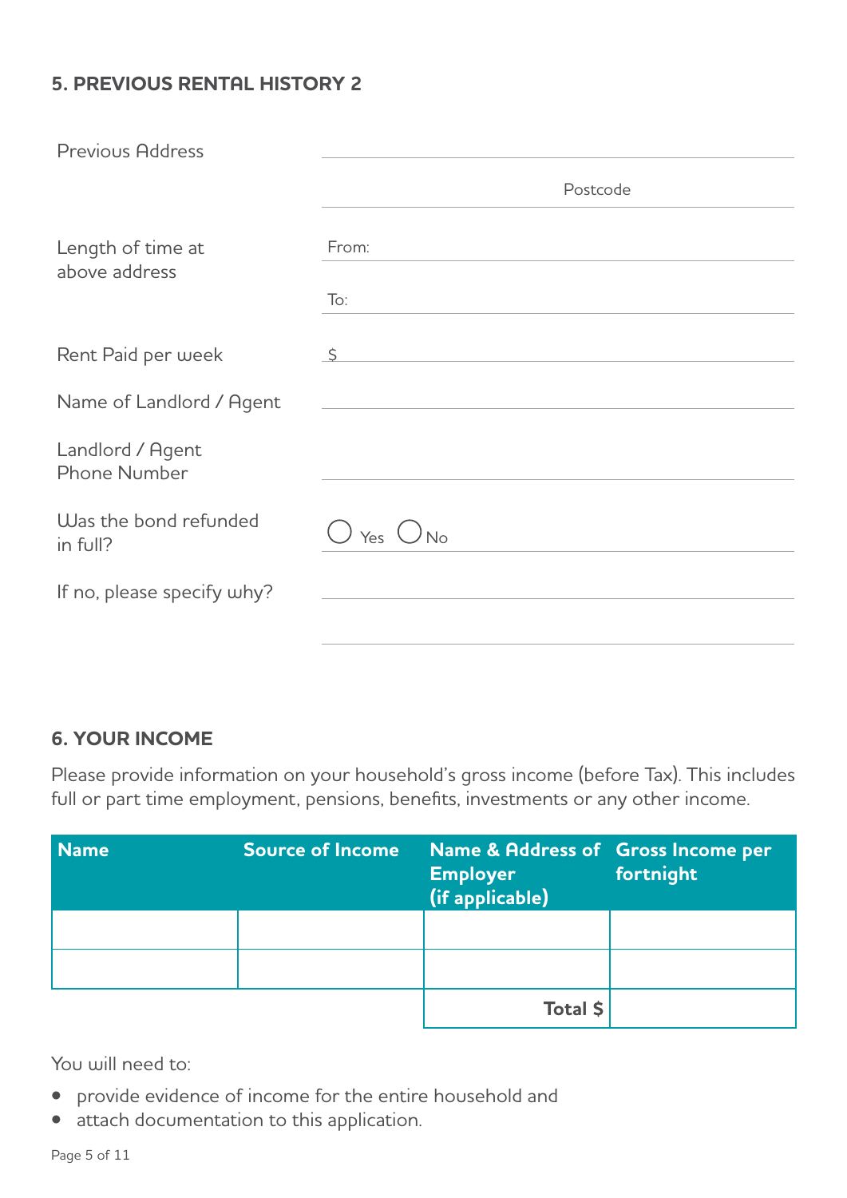## 5. PREVIOUS RENTAL HISTORY 2

Previous Address ______________________________

Postcode ______________________________

Length of time at above address

From: ______________________________

To: ______________________________

Rent Paid per week $ ______________________________

Name of Landlord / Agent ______________________________

Landlord / Agent Phone Number ______________________________

Was the bond refunded in full? ◯ Yes ◯ No

If no, please specify why? ______________________________

______________________________

## 6. YOUR INCOME

Please provide information on your household's gross income (before Tax). This includes full or part time employment, pensions, benefits, investments or any other income.

| Name | Source of Income | Name & Address of Employer (if applicable) | Gross Income per fortnight |
|---|---|---|---|
| | | | |
| | | | |
| | | **Total $** | |

You will need to:

- provide evidence of income for the entire household and
- attach documentation to this application.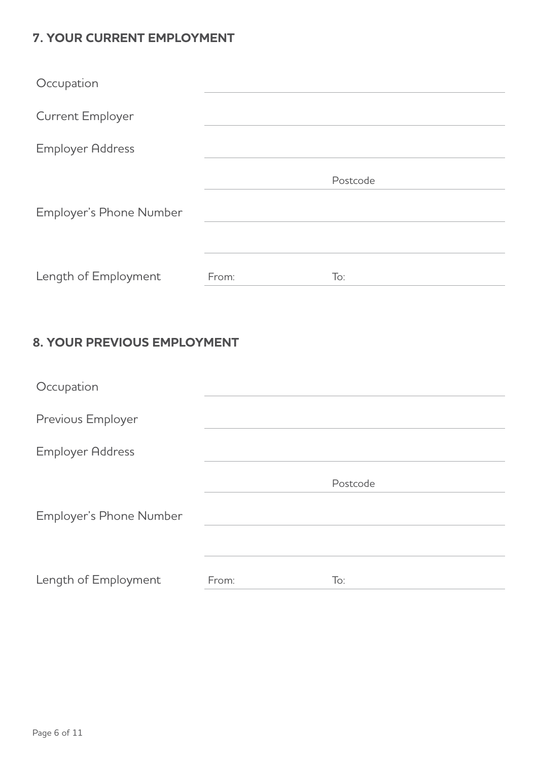## 7. YOUR CURRENT EMPLOYMENT

Occupation ______________________________

Current Employer ______________________________

Employer Address ______________________________

______________________________ Postcode ______________

Employer's Phone Number ______________________________

______________________________

Length of Employment From: ______________ To: ______________

## 8. YOUR PREVIOUS EMPLOYMENT

Occupation ______________________________

Previous Employer ______________________________

Employer Address ______________________________

______________________________ Postcode ______________

Employer's Phone Number ______________________________

______________________________

Length of Employment From: ______________ To: ______________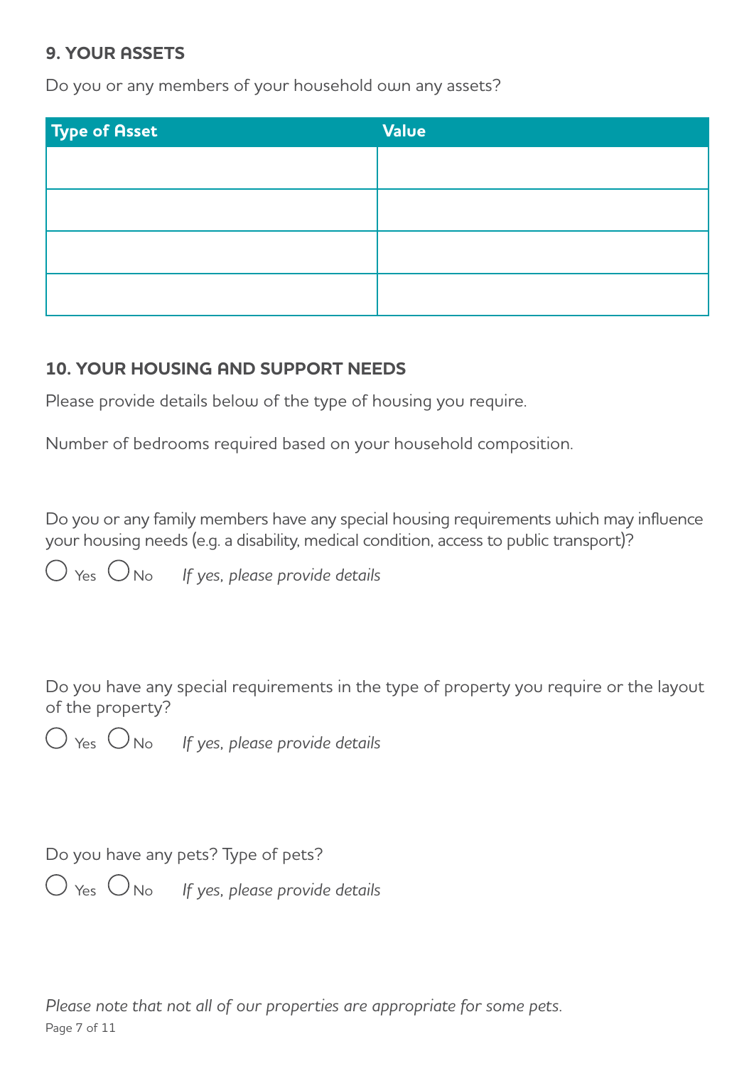## 9. YOUR ASSETS

Do you or any members of your household own any assets?

| Type of Asset | Value |
|---|---|
| | |
| | |
| | |
| | |

## 10. YOUR HOUSING AND SUPPORT NEEDS

Please provide details below of the type of housing you require.

Number of bedrooms required based on your household composition.

Do you or any family members have any special housing requirements which may influence your housing needs (e.g. a disability, medical condition, access to public transport)?

○ Yes ○ No *If yes, please provide details*

Do you have any special requirements in the type of property you require or the layout of the property?

○ Yes ○ No *If yes, please provide details*

Do you have any pets? Type of pets?

○ Yes ○ No *If yes, please provide details*

*Please note that not all of our properties are appropriate for some pets.*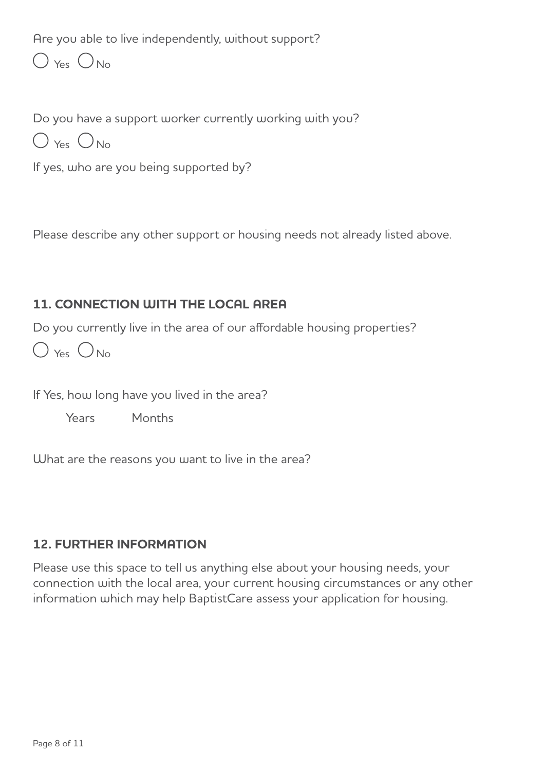Are you able to live independently, without support?

○ Yes ○ No

Do you have a support worker currently working with you?

○ Yes ○ No

If yes, who are you being supported by?

Please describe any other support or housing needs not already listed above.

## 11. CONNECTION WITH THE LOCAL AREA

Do you currently live in the area of our affordable housing properties?

○ Yes ○ No

If Yes, how long have you lived in the area?

Years Months

What are the reasons you want to live in the area?

## 12. FURTHER INFORMATION

Please use this space to tell us anything else about your housing needs, your connection with the local area, your current housing circumstances or any other information which may help BaptistCare assess your application for housing.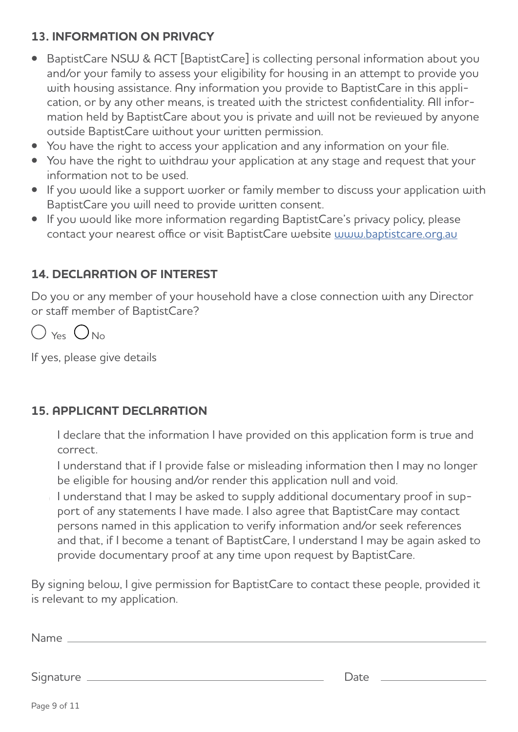## 13. INFORMATION ON PRIVACY

- BaptistCare NSW & ACT [BaptistCare] is collecting personal information about you and/or your family to assess your eligibility for housing in an attempt to provide you with housing assistance. Any information you provide to BaptistCare in this application, or by any other means, is treated with the strictest confidentiality. All information held by BaptistCare about you is private and will not be reviewed by anyone outside BaptistCare without your written permission.
- You have the right to access your application and any information on your file.
- You have the right to withdraw your application at any stage and request that your information not to be used.
- If you would like a support worker or family member to discuss your application with BaptistCare you will need to provide written consent.
- If you would like more information regarding BaptistCare's privacy policy, please contact your nearest office or visit BaptistCare website www.baptistcare.org.au

## 14. DECLARATION OF INTEREST

Do you or any member of your household have a close connection with any Director or staff member of BaptistCare?

◯ Yes ◯ No

If yes, please give details

## 15. APPLICANT DECLARATION

I declare that the information I have provided on this application form is true and correct.

I understand that if I provide false or misleading information then I may no longer be eligible for housing and/or render this application null and void.

I understand that I may be asked to supply additional documentary proof in support of any statements I have made. I also agree that BaptistCare may contact persons named in this application to verify information and/or seek references and that, if I become a tenant of BaptistCare, I understand I may be again asked to provide documentary proof at any time upon request by BaptistCare.

By signing below, I give permission for BaptistCare to contact these people, provided it is relevant to my application.

Name \_\_\_\_\_\_\_\_\_\_\_\_\_\_\_\_\_\_\_\_\_\_\_\_\_\_\_\_\_\_\_\_\_\_\_\_\_\_\_\_

Signature \_\_\_\_\_\_\_\_\_\_\_\_\_\_\_\_\_\_\_\_\_\_\_\_ Date \_\_\_\_\_\_\_\_\_\_\_\_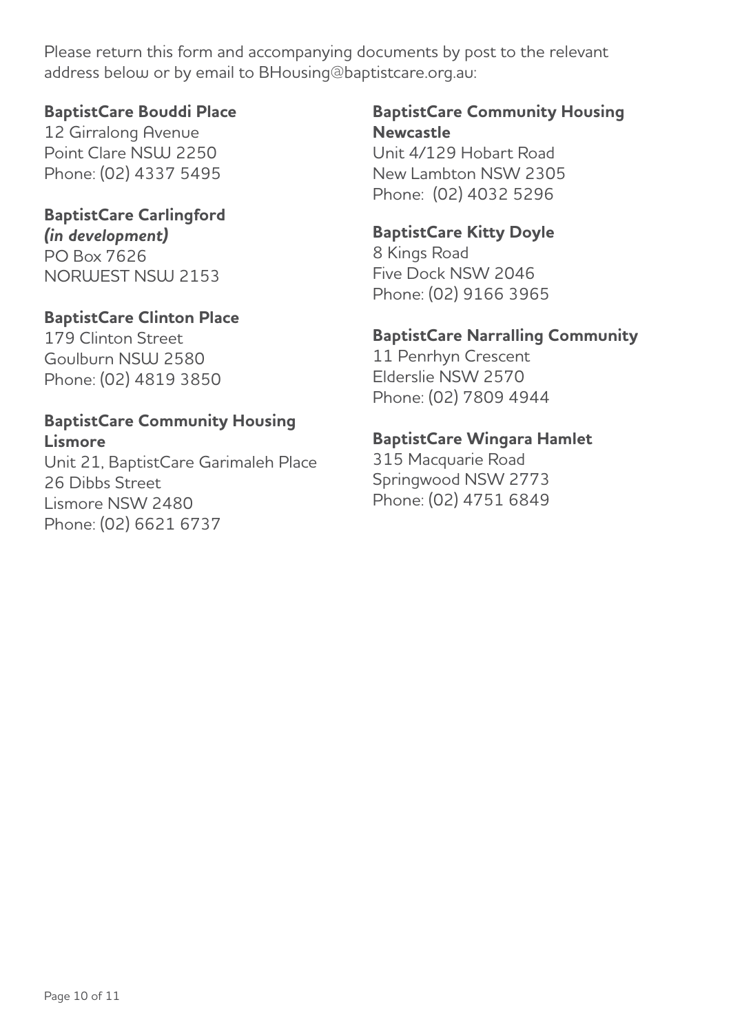Please return this form and accompanying documents by post to the relevant address below or by email to BHousing@baptistcare.org.au:

**BaptistCare Bouddi Place**
12 Girralong Avenue
Point Clare NSW 2250
Phone: (02) 4337 5495

**BaptistCare Carlingford**
***(in development)***
PO Box 7626
NORWEST NSW 2153

**BaptistCare Clinton Place**
179 Clinton Street
Goulburn NSW 2580
Phone: (02) 4819 3850

**BaptistCare Community Housing Lismore**
Unit 21, BaptistCare Garimaleh Place
26 Dibbs Street
Lismore NSW 2480
Phone: (02) 6621 6737

**BaptistCare Community Housing Newcastle**
Unit 4/129 Hobart Road
New Lambton NSW 2305
Phone: (02) 4032 5296

**BaptistCare Kitty Doyle**
8 Kings Road
Five Dock NSW 2046
Phone: (02) 9166 3965

**BaptistCare Narralling Community**
11 Penrhyn Crescent
Elderslie NSW 2570
Phone: (02) 7809 4944

**BaptistCare Wingara Hamlet**
315 Macquarie Road
Springwood NSW 2773
Phone: (02) 4751 6849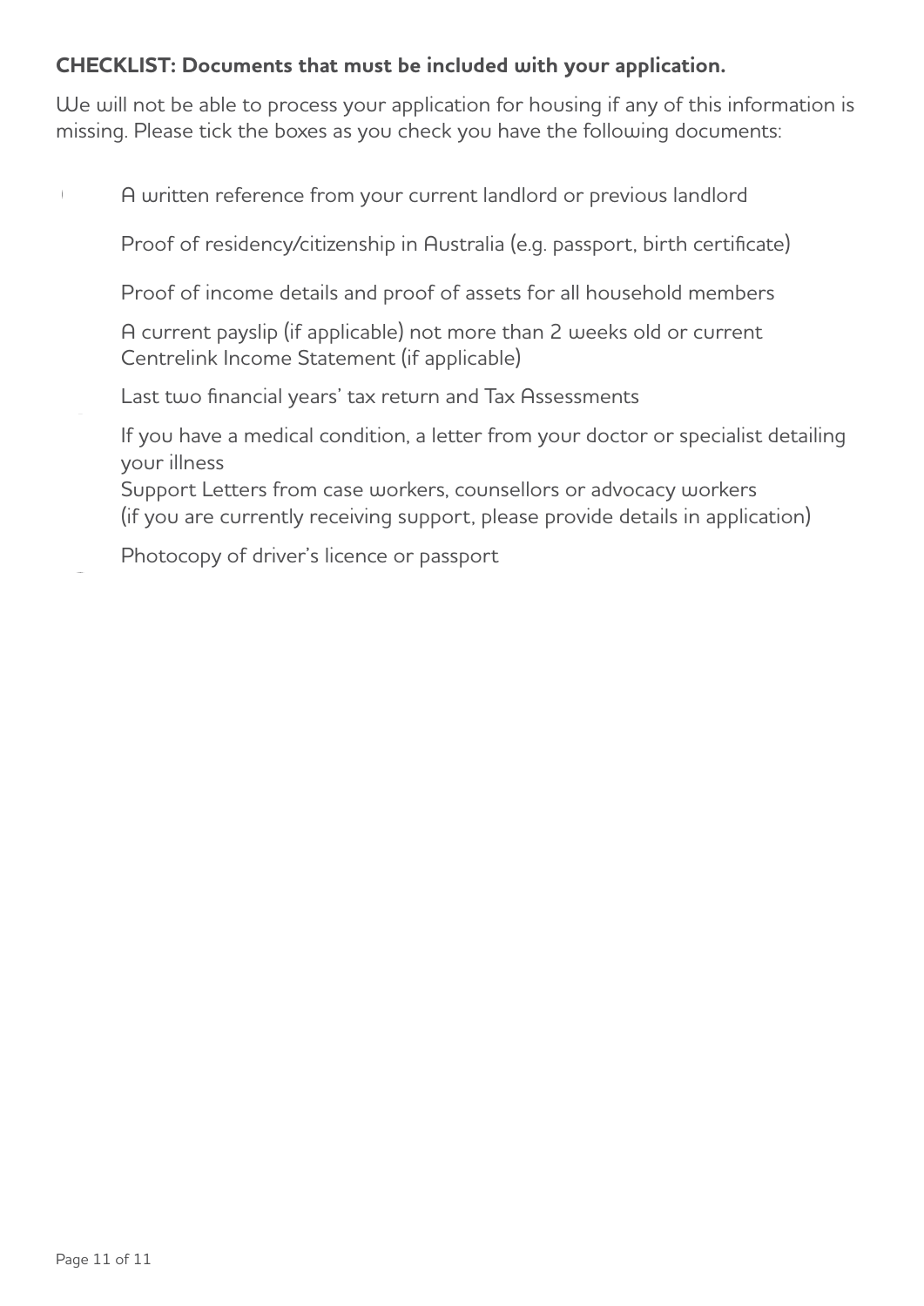**CHECKLIST: Documents that must be included with your application.**

We will not be able to process your application for housing if any of this information is missing. Please tick the boxes as you check you have the following documents:

- A written reference from your current landlord or previous landlord
- Proof of residency/citizenship in Australia (e.g. passport, birth certificate)
- Proof of income details and proof of assets for all household members
- A current payslip (if applicable) not more than 2 weeks old or current Centrelink Income Statement (if applicable)
- Last two financial years' tax return and Tax Assessments
- If you have a medical condition, a letter from your doctor or specialist detailing your illness
- Support Letters from case workers, counsellors or advocacy workers (if you are currently receiving support, please provide details in application)
- Photocopy of driver's licence or passport